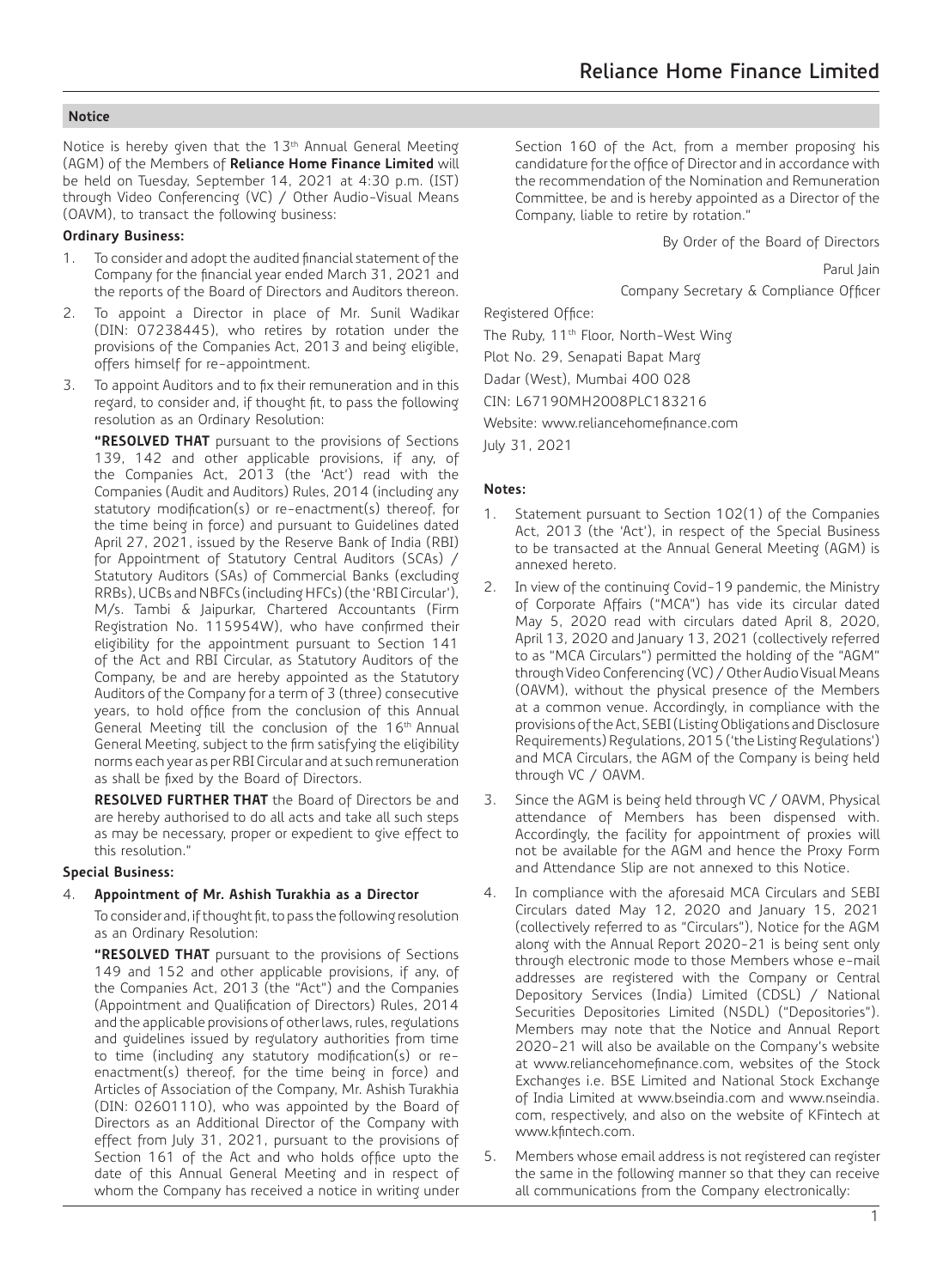## Notice

Notice is hereby given that the 13th Annual General Meeting (AGM) of the Members of **Reliance Home Finance Limited** will be held on Tuesday, September 14, 2021 at 4:30 p.m. (IST) through Video Conferencing (VC) / Other Audio-Visual Means (OAVM), to transact the following business:

### Ordinary Business:

1. To consider and adopt the audited financial statement of the Company for the financial year ended March 31, 2021 and the reports of the Board of Directors and Auditors thereon.
2. To appoint a Director in place of Mr. Sunil Wadikar (DIN: 07238445), who retires by rotation under the provisions of the Companies Act, 2013 and being eligible, offers himself for re-appointment.
3. To appoint Auditors and to fix their remuneration and in this regard, to consider and, if thought fit, to pass the following resolution as an Ordinary Resolution:

   **"RESOLVED THAT** pursuant to the provisions of Sections 139, 142 and other applicable provisions, if any, of the Companies Act, 2013 (the 'Act') read with the Companies (Audit and Auditors) Rules, 2014 (including any statutory modification(s) or re-enactment(s) thereof, for the time being in force) and pursuant to Guidelines dated April 27, 2021, issued by the Reserve Bank of India (RBI) for Appointment of Statutory Central Auditors (SCAs) / Statutory Auditors (SAs) of Commercial Banks (excluding RRBs), UCBs and NBFCs (including HFCs) (the 'RBI Circular'), M/s. Tambi & Jaipurkar, Chartered Accountants (Firm Registration No. 115954W), who have confirmed their eligibility for the appointment pursuant to Section 141 of the Act and RBI Circular, as Statutory Auditors of the Company, be and are hereby appointed as the Statutory Auditors of the Company for a term of 3 (three) consecutive years, to hold office from the conclusion of this Annual General Meeting till the conclusion of the 16th Annual General Meeting, subject to the firm satisfying the eligibility norms each year as per RBI Circular and at such remuneration as shall be fixed by the Board of Directors.

   **RESOLVED FURTHER THAT** the Board of Directors be and are hereby authorised to do all acts and take all such steps as may be necessary, proper or expedient to give effect to this resolution."

### Special Business:

4. **Appointment of Mr. Ashish Turakhia as a Director**

   To consider and, if thought fit, to pass the following resolution as an Ordinary Resolution:

   **"RESOLVED THAT** pursuant to the provisions of Sections 149 and 152 and other applicable provisions, if any, of the Companies Act, 2013 (the "Act") and the Companies (Appointment and Qualification of Directors) Rules, 2014 and the applicable provisions of other laws, rules, regulations and guidelines issued by regulatory authorities from time to time (including any statutory modification(s) or re-enactment(s) thereof, for the time being in force) and Articles of Association of the Company, Mr. Ashish Turakhia (DIN: 02601110), who was appointed by the Board of Directors as an Additional Director of the Company with effect from July 31, 2021, pursuant to the provisions of Section 161 of the Act and who holds office upto the date of this Annual General Meeting and in respect of whom the Company has received a notice in writing under Section 160 of the Act, from a member proposing his candidature for the office of Director and in accordance with the recommendation of the Nomination and Remuneration Committee, be and is hereby appointed as a Director of the Company, liable to retire by rotation."

By Order of the Board of Directors

Parul Jain

Company Secretary & Compliance Officer

Registered Office:
The Ruby, 11th Floor, North-West Wing
Plot No. 29, Senapati Bapat Marg
Dadar (West), Mumbai 400 028
CIN: L67190MH2008PLC183216
Website: www.reliancehomefinance.com
July 31, 2021

### Notes:

1. Statement pursuant to Section 102(1) of the Companies Act, 2013 (the 'Act'), in respect of the Special Business to be transacted at the Annual General Meeting (AGM) is annexed hereto.
2. In view of the continuing Covid-19 pandemic, the Ministry of Corporate Affairs ("MCA") has vide its circular dated May 5, 2020 read with circulars dated April 8, 2020, April 13, 2020 and January 13, 2021 (collectively referred to as "MCA Circulars") permitted the holding of the "AGM" through Video Conferencing (VC) / Other Audio Visual Means (OAVM), without the physical presence of the Members at a common venue. Accordingly, in compliance with the provisions of the Act, SEBI (Listing Obligations and Disclosure Requirements) Regulations, 2015 ('the Listing Regulations') and MCA Circulars, the AGM of the Company is being held through VC / OAVM.
3. Since the AGM is being held through VC / OAVM, Physical attendance of Members has been dispensed with. Accordingly, the facility for appointment of proxies will not be available for the AGM and hence the Proxy Form and Attendance Slip are not annexed to this Notice.
4. In compliance with the aforesaid MCA Circulars and SEBI Circulars dated May 12, 2020 and January 15, 2021 (collectively referred to as "Circulars"), Notice for the AGM along with the Annual Report 2020-21 is being sent only through electronic mode to those Members whose e-mail addresses are registered with the Company or Central Depository Services (India) Limited (CDSL) / National Securities Depositories Limited (NSDL) ("Depositories"). Members may note that the Notice and Annual Report 2020-21 will also be available on the Company's website at www.reliancehomefinance.com, websites of the Stock Exchanges i.e. BSE Limited and National Stock Exchange of India Limited at www.bseindia.com and www.nseindia.com, respectively, and also on the website of KFintech at www.kfintech.com.
5. Members whose email address is not registered can register the same in the following manner so that they can receive all communications from the Company electronically: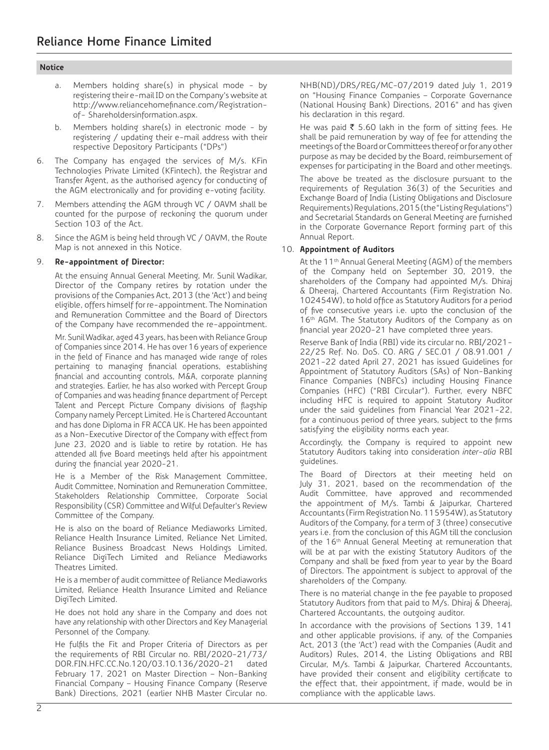**Notice**

a. Members holding share(s) in physical mode - by registering their e-mail ID on the Company's website at http://www.reliancehomefinance.com/Registration-of- Shareholdersinformation.aspx.

b. Members holding share(s) in electronic mode - by registering / updating their e-mail address with their respective Depository Participants ("DPs")

6. The Company has engaged the services of M/s. KFin Technologies Private Limited (KFintech), the Registrar and Transfer Agent, as the authorised agency for conducting of the AGM electronically and for providing e-voting facility.

7. Members attending the AGM through VC / OAVM shall be counted for the purpose of reckoning the quorum under Section 103 of the Act.

8. Since the AGM is being held through VC / OAVM, the Route Map is not annexed in this Notice.

9. **Re-appointment of Director:**

At the ensuing Annual General Meeting, Mr. Sunil Wadikar, Director of the Company retires by rotation under the provisions of the Companies Act, 2013 (the 'Act') and being eligible, offers himself for re-appointment. The Nomination and Remuneration Committee and the Board of Directors of the Company have recommended the re-appointment.

Mr. Sunil Wadikar, aged 43 years, has been with Reliance Group of Companies since 2014. He has over 16 years of experience in the field of Finance and has managed wide range of roles pertaining to managing financial operations, establishing financial and accounting controls, M&A, corporate planning and strategies. Earlier, he has also worked with Percept Group of Companies and was heading finance department of Percept Talent and Percept Picture Company divisions of flagship Company namely Percept Limited. He is Chartered Accountant and has done Diploma in FR ACCA UK. He has been appointed as a Non-Executive Director of the Company with effect from June 23, 2020 and is liable to retire by rotation. He has attended all five Board meetings held after his appointment during the financial year 2020-21.

He is a Member of the Risk Management Committee, Audit Committee, Nomination and Remuneration Committee, Stakeholders Relationship Committee, Corporate Social Responsibility (CSR) Committee and Wilful Defaulter's Review Committee of the Company.

He is also on the board of Reliance Mediaworks Limited, Reliance Health Insurance Limited, Reliance Net Limited, Reliance Business Broadcast News Holdings Limited, Reliance DigiTech Limited and Reliance Mediaworks Theatres Limited.

He is a member of audit committee of Reliance Mediaworks Limited, Reliance Health Insurance Limited and Reliance DigiTech Limited.

He does not hold any share in the Company and does not have any relationship with other Directors and Key Managerial Personnel of the Company.

He fulfils the Fit and Proper Criteria of Directors as per the requirements of RBI Circular no. RBI/2020-21/73/ DOR.FIN.HFC.CC.No.120/03.10.136/2020-21 dated February 17, 2021 on Master Direction – Non-Banking Financial Company – Housing Finance Company (Reserve Bank) Directions, 2021 (earlier NHB Master Circular no. NHB(ND)/DRS/REG/MC-07/2019 dated July 1, 2019 on "Housing Finance Companies – Corporate Governance (National Housing Bank) Directions, 2016" and has given his declaration in this regard.

He was paid ₹ 5.60 lakh in the form of sitting fees. He shall be paid remuneration by way of fee for attending the meetings of the Board or Committees thereof or for any other purpose as may be decided by the Board, reimbursement of expenses for participating in the Board and other meetings.

The above be treated as the disclosure pursuant to the requirements of Regulation 36(3) of the Securities and Exchange Board of India (Listing Obligations and Disclosure Requirements) Regulations, 2015 (the "Listing Regulations") and Secretarial Standards on General Meeting are furnished in the Corporate Governance Report forming part of this Annual Report.

10. **Appointment of Auditors**

At the 11th Annual General Meeting (AGM) of the members of the Company held on September 30, 2019, the shareholders of the Company had appointed M/s. Dhiraj & Dheeraj, Chartered Accountants (Firm Registration No. 102454W), to hold office as Statutory Auditors for a period of five consecutive years i.e. upto the conclusion of the 16th AGM. The Statutory Auditors of the Company as on financial year 2020-21 have completed three years.

Reserve Bank of India (RBI) vide its circular no. RBI/2021-22/25 Ref. No. DoS. CO. ARG / SEC.01 / 08.91.001 / 2021-22 dated April 27, 2021 has issued Guidelines for Appointment of Statutory Auditors (SAs) of Non-Banking Finance Companies (NBFCs) including Housing Finance Companies (HFC) ("RBI Circular"). Further, every NBFC including HFC is required to appoint Statutory Auditor under the said guidelines from Financial Year 2021-22, for a continuous period of three years, subject to the firms satisfying the eligibility norms each year.

Accordingly, the Company is required to appoint new Statutory Auditors taking into consideration *inter-alia* RBI guidelines.

The Board of Directors at their meeting held on July 31, 2021, based on the recommendation of the Audit Committee, have approved and recommended the appointment of M/s. Tambi & Jaipurkar, Chartered Accountants (Firm Registration No. 115954W), as Statutory Auditors of the Company, for a term of 3 (three) consecutive years i.e. from the conclusion of this AGM till the conclusion of the 16th Annual General Meeting at remuneration that will be at par with the existing Statutory Auditors of the Company and shall be fixed from year to year by the Board of Directors. The appointment is subject to approval of the shareholders of the Company.

There is no material change in the fee payable to proposed Statutory Auditors from that paid to M/s. Dhiraj & Dheeraj, Chartered Accountants, the outgoing auditor.

In accordance with the provisions of Sections 139, 141 and other applicable provisions, if any, of the Companies Act, 2013 (the 'Act') read with the Companies (Audit and Auditors) Rules, 2014, the Listing Obligations and RBI Circular, M/s. Tambi & Jaipurkar, Chartered Accountants, have provided their consent and eligibility certificate to the effect that, their appointment, if made, would be in compliance with the applicable laws.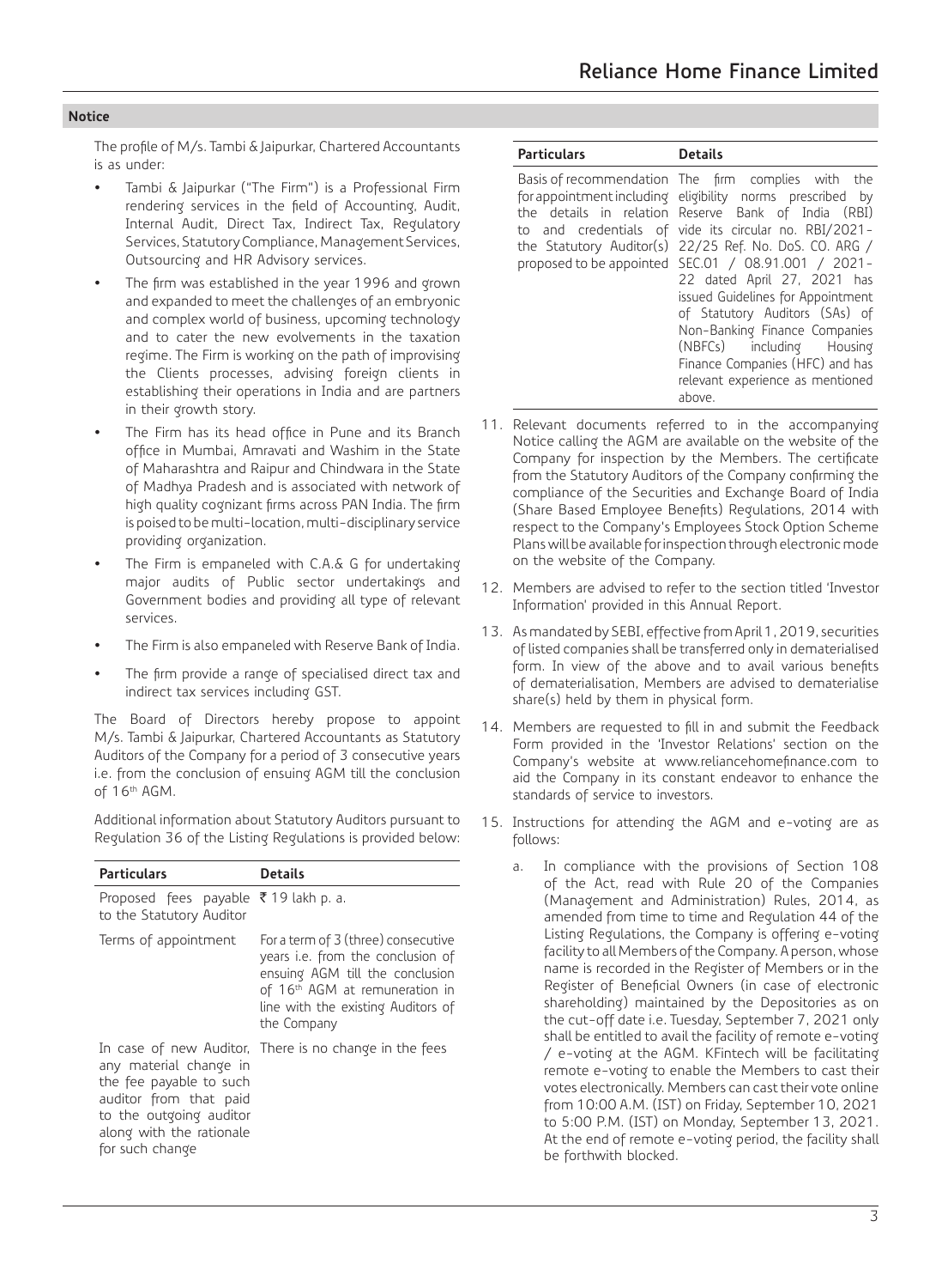## Notice

The profile of M/s. Tambi & Jaipurkar, Chartered Accountants is as under:

- Tambi & Jaipurkar ("The Firm") is a Professional Firm rendering services in the field of Accounting, Audit, Internal Audit, Direct Tax, Indirect Tax, Regulatory Services, Statutory Compliance, Management Services, Outsourcing and HR Advisory services.
- The firm was established in the year 1996 and grown and expanded to meet the challenges of an embryonic and complex world of business, upcoming technology and to cater the new evolvements in the taxation regime. The Firm is working on the path of improvising the Clients processes, advising foreign clients in establishing their operations in India and are partners in their growth story.
- The Firm has its head office in Pune and its Branch office in Mumbai, Amravati and Washim in the State of Maharashtra and Raipur and Chindwara in the State of Madhya Pradesh and is associated with network of high quality cognizant firms across PAN India. The firm is poised to be multi-location, multi-disciplinary service providing organization.
- The Firm is empaneled with C.A.& G for undertaking major audits of Public sector undertakings and Government bodies and providing all type of relevant services.
- The Firm is also empaneled with Reserve Bank of India.
- The firm provide a range of specialised direct tax and indirect tax services including GST.

The Board of Directors hereby propose to appoint M/s. Tambi & Jaipurkar, Chartered Accountants as Statutory Auditors of the Company for a period of 3 consecutive years i.e. from the conclusion of ensuing AGM till the conclusion of 16th AGM.

Additional information about Statutory Auditors pursuant to Regulation 36 of the Listing Regulations is provided below:

| Particulars | Details |
|---|---|
| Proposed fees payable to the Statutory Auditor | ₹ 19 lakh p. a. |
| Terms of appointment | For a term of 3 (three) consecutive years i.e. from the conclusion of ensuing AGM till the conclusion of 16th AGM at remuneration in line with the existing Auditors of the Company |
| In case of new Auditor, any material change in the fee payable to such auditor from that paid to the outgoing auditor along with the rationale for such change | There is no change in the fees |
| Basis of recommendation for appointment including the details in relation to and credentials of the Statutory Auditor(s) proposed to be appointed | The firm complies with the eligibility norms prescribed by Reserve Bank of India (RBI) vide its circular no. RBI/2021-22/25 Ref. No. DoS. CO. ARG / SEC.01 / 08.91.001 / 2021-22 dated April 27, 2021 has issued Guidelines for Appointment of Statutory Auditors (SAs) of Non-Banking Finance Companies (NBFCs) including Housing Finance Companies (HFC) and has relevant experience as mentioned above. |

11. Relevant documents referred to in the accompanying Notice calling the AGM are available on the website of the Company for inspection by the Members. The certificate from the Statutory Auditors of the Company confirming the compliance of the Securities and Exchange Board of India (Share Based Employee Benefits) Regulations, 2014 with respect to the Company's Employees Stock Option Scheme Plans will be available for inspection through electronic mode on the website of the Company.
12. Members are advised to refer to the section titled 'Investor Information' provided in this Annual Report.
13. As mandated by SEBI, effective from April 1, 2019, securities of listed companies shall be transferred only in dematerialised form. In view of the above and to avail various benefits of dematerialisation, Members are advised to dematerialise share(s) held by them in physical form.
14. Members are requested to fill in and submit the Feedback Form provided in the 'Investor Relations' section on the Company's website at www.reliancehomefinance.com to aid the Company in its constant endeavor to enhance the standards of service to investors.
15. Instructions for attending the AGM and e-voting are as follows:

    a. In compliance with the provisions of Section 108 of the Act, read with Rule 20 of the Companies (Management and Administration) Rules, 2014, as amended from time to time and Regulation 44 of the Listing Regulations, the Company is offering e-voting facility to all Members of the Company. A person, whose name is recorded in the Register of Members or in the Register of Beneficial Owners (in case of electronic shareholding) maintained by the Depositories as on the cut-off date i.e. Tuesday, September 7, 2021 only shall be entitled to avail the facility of remote e-voting / e-voting at the AGM. KFintech will be facilitating remote e-voting to enable the Members to cast their votes electronically. Members can cast their vote online from 10:00 A.M. (IST) on Friday, September 10, 2021 to 5:00 P.M. (IST) on Monday, September 13, 2021. At the end of remote e-voting period, the facility shall be forthwith blocked.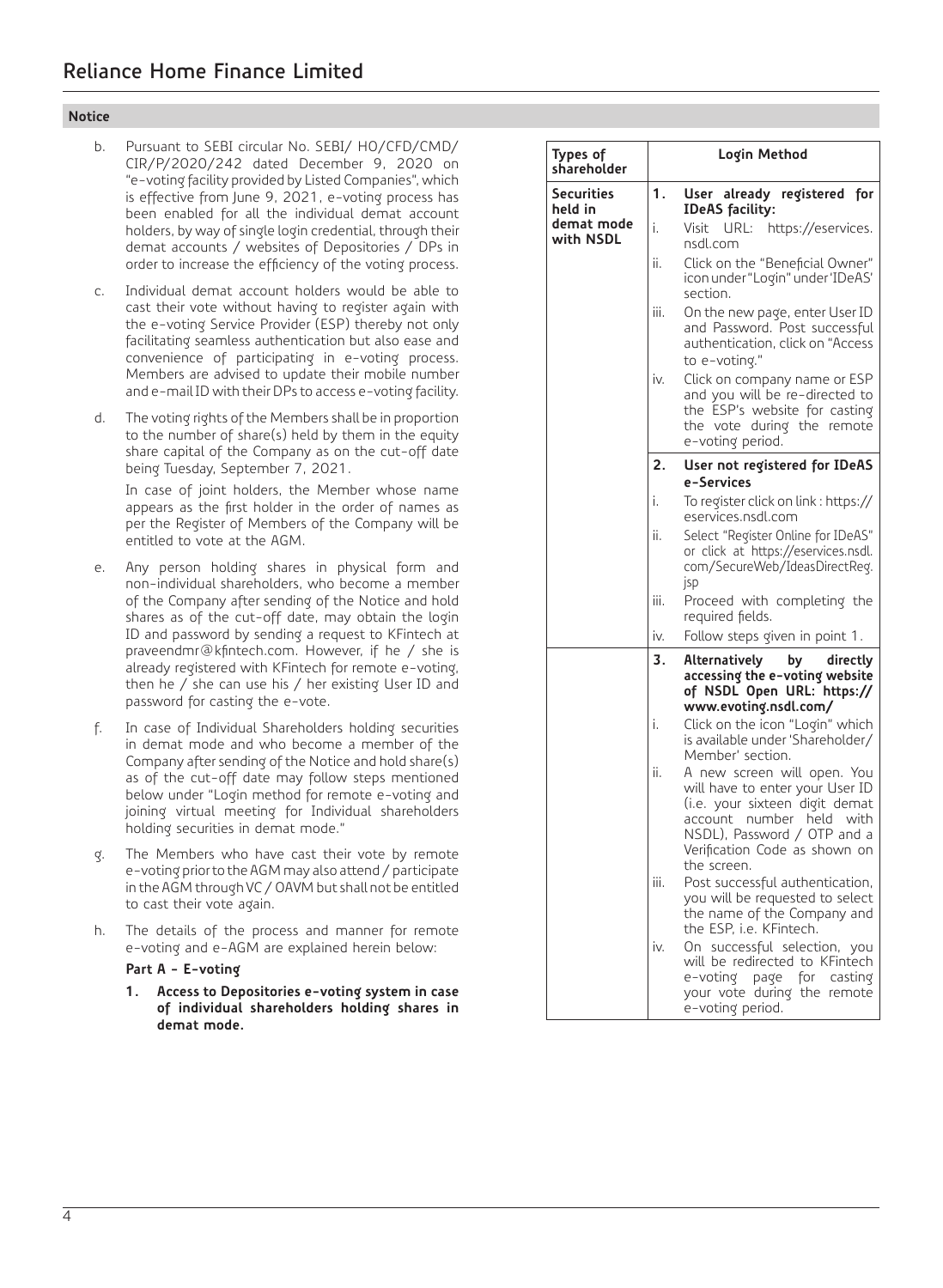## Notice

b. Pursuant to SEBI circular No. SEBI/ HO/CFD/CMD/ CIR/P/2020/242 dated December 9, 2020 on "e-voting facility provided by Listed Companies", which is effective from June 9, 2021, e-voting process has been enabled for all the individual demat account holders, by way of single login credential, through their demat accounts / websites of Depositories / DPs in order to increase the efficiency of the voting process.

c. Individual demat account holders would be able to cast their vote without having to register again with the e-voting Service Provider (ESP) thereby not only facilitating seamless authentication but also ease and convenience of participating in e-voting process. Members are advised to update their mobile number and e-mail ID with their DPs to access e-voting facility.

d. The voting rights of the Members shall be in proportion to the number of share(s) held by them in the equity share capital of the Company as on the cut-off date being Tuesday, September 7, 2021.

   In case of joint holders, the Member whose name appears as the first holder in the order of names as per the Register of Members of the Company will be entitled to vote at the AGM.

e. Any person holding shares in physical form and non-individual shareholders, who become a member of the Company after sending of the Notice and hold shares as of the cut-off date, may obtain the login ID and password by sending a request to KFintech at praveendmr@kfintech.com. However, if he / she is already registered with KFintech for remote e-voting, then he / she can use his / her existing User ID and password for casting the e-vote.

f. In case of Individual Shareholders holding securities in demat mode and who become a member of the Company after sending of the Notice and hold share(s) as of the cut-off date may follow steps mentioned below under "Login method for remote e-voting and joining virtual meeting for Individual shareholders holding securities in demat mode."

g. The Members who have cast their vote by remote e-voting prior to the AGM may also attend / participate in the AGM through VC / OAVM but shall not be entitled to cast their vote again.

h. The details of the process and manner for remote e-voting and e-AGM are explained herein below:

**Part A - E-voting**

1. **Access to Depositories e-voting system in case of individual shareholders holding shares in demat mode.**

| Types of shareholder | Login Method | |
|---|---|---|
| **Securities held in demat mode with NSDL** | **1.** | **User already registered for IDeAS facility:** |
| | i. | Visit URL: https://eservices.nsdl.com |
| | ii. | Click on the "Beneficial Owner" icon under "Login" under 'IDeAS' section. |
| | iii. | On the new page, enter User ID and Password. Post successful authentication, click on "Access to e-voting." |
| | iv. | Click on company name or ESP and you will be re-directed to the ESP's website for casting the vote during the remote e-voting period. |
| | **2.** | **User not registered for IDeAS e-Services** |
| | i. | To register click on link : https://eservices.nsdl.com |
| | ii. | Select "Register Online for IDeAS" or click at https://eservices.nsdl.com/SecureWeb/IdeasDirectReg.jsp |
| | iii. | Proceed with completing the required fields. |
| | iv. | Follow steps given in point 1. |
| | **3.** | **Alternatively by directly accessing the e-voting website of NSDL Open URL: https://www.evoting.nsdl.com/** |
| | i. | Click on the icon "Login" which is available under 'Shareholder/Member' section. |
| | ii. | A new screen will open. You will have to enter your User ID (i.e. your sixteen digit demat account number held with NSDL), Password / OTP and a Verification Code as shown on the screen. |
| | iii. | Post successful authentication, you will be requested to select the name of the Company and the ESP, i.e. KFintech. |
| | iv. | On successful selection, you will be redirected to KFintech e-voting page for casting your vote during the remote e-voting period. |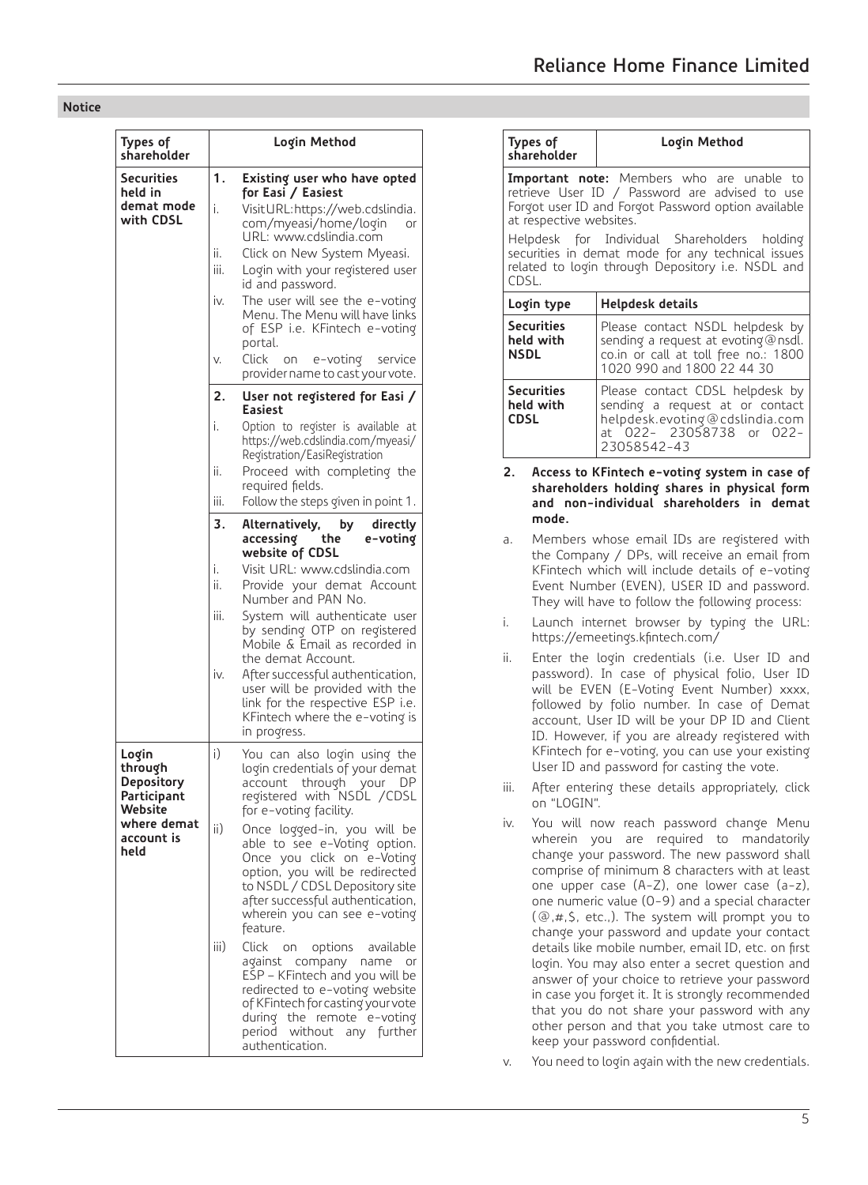**Notice**

| Types of shareholder | Login Method |
|---|---|
| **Securities held in demat mode with CDSL** | **1. Existing user who have opted for Easi / Easiest**<br>i. Visit URL: https://web.cdslindia.com/myeasi/home/login or URL: www.cdslindia.com<br>ii. Click on New System Myeasi.<br>iii. Login with your registered user id and password.<br>iv. The user will see the e-voting Menu. The Menu will have links of ESP i.e. KFintech e-voting portal.<br>v. Click on e-voting service provider name to cast your vote.<br><br>**2. User not registered for Easi / Easiest**<br>i. Option to register is available at https://web.cdslindia.com/myeasi/Registration/EasiRegistration<br>ii. Proceed with completing the required fields.<br>iii. Follow the steps given in point 1.<br><br>**3. Alternatively, by directly accessing the e-voting website of CDSL**<br>i. Visit URL: www.cdslindia.com<br>ii. Provide your demat Account Number and PAN No.<br>iii. System will authenticate user by sending OTP on registered Mobile & Email as recorded in the demat Account.<br>iv. After successful authentication, user will be provided with the link for the respective ESP i.e. KFintech where the e-voting is in progress. |
| **Login through Depository Participant Website where demat account is held** | i) You can also login using the login credentials of your demat account through your DP registered with NSDL /CDSL for e-voting facility.<br>ii) Once logged-in, you will be able to see e-Voting option. Once you click on e-Voting option, you will be redirected to NSDL / CDSL Depository site after successful authentication, wherein you can see e-voting feature.<br>iii) Click on options available against company name or ESP – KFintech and you will be redirected to e-voting website of KFintech for casting your vote during the remote e-voting period without any further authentication. |

**Important note:** Members who are unable to retrieve User ID / Password are advised to use Forgot user ID and Forgot Password option available at respective websites.

Helpdesk for Individual Shareholders holding securities in demat mode for any technical issues related to login through Depository i.e. NSDL and CDSL.

| Login type | Helpdesk details |
|---|---|
| **Securities held with NSDL** | Please contact NSDL helpdesk by sending a request at evoting@nsdl.co.in or call at toll free no.: 1800 1020 990 and 1800 22 44 30 |
| **Securities held with CDSL** | Please contact CDSL helpdesk by sending a request at or contact helpdesk.evoting@cdslindia.com at 022- 23058738 or 022-23058542-43 |

**2. Access to KFintech e-voting system in case of shareholders holding shares in physical form and non-individual shareholders in demat mode.**

a. Members whose email IDs are registered with the Company / DPs, will receive an email from KFintech which will include details of e-voting Event Number (EVEN), USER ID and password. They will have to follow the following process:

i. Launch internet browser by typing the URL: https://emeetings.kfintech.com/

ii. Enter the login credentials (i.e. User ID and password). In case of physical folio, User ID will be EVEN (E-Voting Event Number) xxxx, followed by folio number. In case of Demat account, User ID will be your DP ID and Client ID. However, if you are already registered with KFintech for e-voting, you can use your existing User ID and password for casting the vote.

iii. After entering these details appropriately, click on "LOGIN".

iv. You will now reach password change Menu wherein you are required to mandatorily change your password. The new password shall comprise of minimum 8 characters with at least one upper case (A-Z), one lower case (a-z), one numeric value (0-9) and a special character (@,#,$, etc.,). The system will prompt you to change your password and update your contact details like mobile number, email ID, etc. on first login. You may also enter a secret question and answer of your choice to retrieve your password in case you forget it. It is strongly recommended that you do not share your password with any other person and that you take utmost care to keep your password confidential.

v. You need to login again with the new credentials.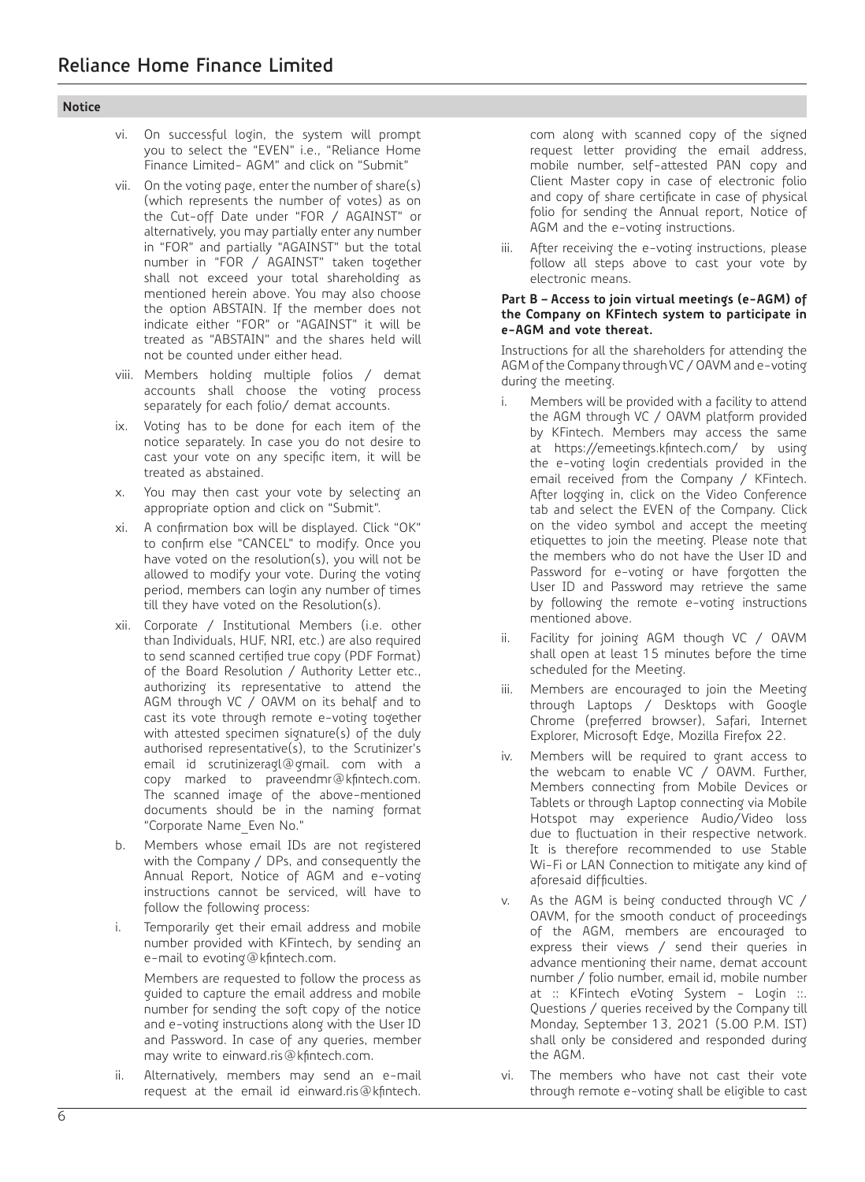## Notice

vi. On successful login, the system will prompt you to select the "EVEN" i.e., "Reliance Home Finance Limited- AGM" and click on "Submit"

vii. On the voting page, enter the number of share(s) (which represents the number of votes) as on the Cut-off Date under "FOR / AGAINST" or alternatively, you may partially enter any number in "FOR" and partially "AGAINST" but the total number in "FOR / AGAINST" taken together shall not exceed your total shareholding as mentioned herein above. You may also choose the option ABSTAIN. If the member does not indicate either "FOR" or "AGAINST" it will be treated as "ABSTAIN" and the shares held will not be counted under either head.

viii. Members holding multiple folios / demat accounts shall choose the voting process separately for each folio/ demat accounts.

ix. Voting has to be done for each item of the notice separately. In case you do not desire to cast your vote on any specific item, it will be treated as abstained.

x. You may then cast your vote by selecting an appropriate option and click on "Submit".

xi. A confirmation box will be displayed. Click "OK" to confirm else "CANCEL" to modify. Once you have voted on the resolution(s), you will not be allowed to modify your vote. During the voting period, members can login any number of times till they have voted on the Resolution(s).

xii. Corporate / Institutional Members (i.e. other than Individuals, HUF, NRI, etc.) are also required to send scanned certified true copy (PDF Format) of the Board Resolution / Authority Letter etc., authorizing its representative to attend the AGM through VC / OAVM on its behalf and to cast its vote through remote e-voting together with attested specimen signature(s) of the duly authorised representative(s), to the Scrutinizer's email id scrutinizeragl@gmail. com with a copy marked to praveendmr@kfintech.com. The scanned image of the above-mentioned documents should be in the naming format "Corporate Name_Even No."

b. Members whose email IDs are not registered with the Company / DPs, and consequently the Annual Report, Notice of AGM and e-voting instructions cannot be serviced, will have to follow the following process:

i. Temporarily get their email address and mobile number provided with KFintech, by sending an e-mail to evoting@kfintech.com.

   Members are requested to follow the process as guided to capture the email address and mobile number for sending the soft copy of the notice and e-voting instructions along with the User ID and Password. In case of any queries, member may write to einward.ris@kfintech.com.

ii. Alternatively, members may send an e-mail request at the email id einward.ris@kfintech.com along with scanned copy of the signed request letter providing the email address, mobile number, self-attested PAN copy and Client Master copy in case of electronic folio and copy of share certificate in case of physical folio for sending the Annual report, Notice of AGM and the e-voting instructions.

iii. After receiving the e-voting instructions, please follow all steps above to cast your vote by electronic means.

**Part B – Access to join virtual meetings (e-AGM) of the Company on KFintech system to participate in e-AGM and vote thereat.**

Instructions for all the shareholders for attending the AGM of the Company through VC / OAVM and e-voting during the meeting.

i. Members will be provided with a facility to attend the AGM through VC / OAVM platform provided by KFintech. Members may access the same at https://emeetings.kfintech.com/ by using the e-voting login credentials provided in the email received from the Company / KFintech. After logging in, click on the Video Conference tab and select the EVEN of the Company. Click on the video symbol and accept the meeting etiquettes to join the meeting. Please note that the members who do not have the User ID and Password for e-voting or have forgotten the User ID and Password may retrieve the same by following the remote e-voting instructions mentioned above.

ii. Facility for joining AGM though VC / OAVM shall open at least 15 minutes before the time scheduled for the Meeting.

iii. Members are encouraged to join the Meeting through Laptops / Desktops with Google Chrome (preferred browser), Safari, Internet Explorer, Microsoft Edge, Mozilla Firefox 22.

iv. Members will be required to grant access to the webcam to enable VC / OAVM. Further, Members connecting from Mobile Devices or Tablets or through Laptop connecting via Mobile Hotspot may experience Audio/Video loss due to fluctuation in their respective network. It is therefore recommended to use Stable Wi-Fi or LAN Connection to mitigate any kind of aforesaid difficulties.

v. As the AGM is being conducted through VC / OAVM, for the smooth conduct of proceedings of the AGM, members are encouraged to express their views / send their queries in advance mentioning their name, demat account number / folio number, email id, mobile number at :: KFintech eVoting System - Login ::. Questions / queries received by the Company till Monday, September 13, 2021 (5.00 P.M. IST) shall only be considered and responded during the AGM.

vi. The members who have not cast their vote through remote e-voting shall be eligible to cast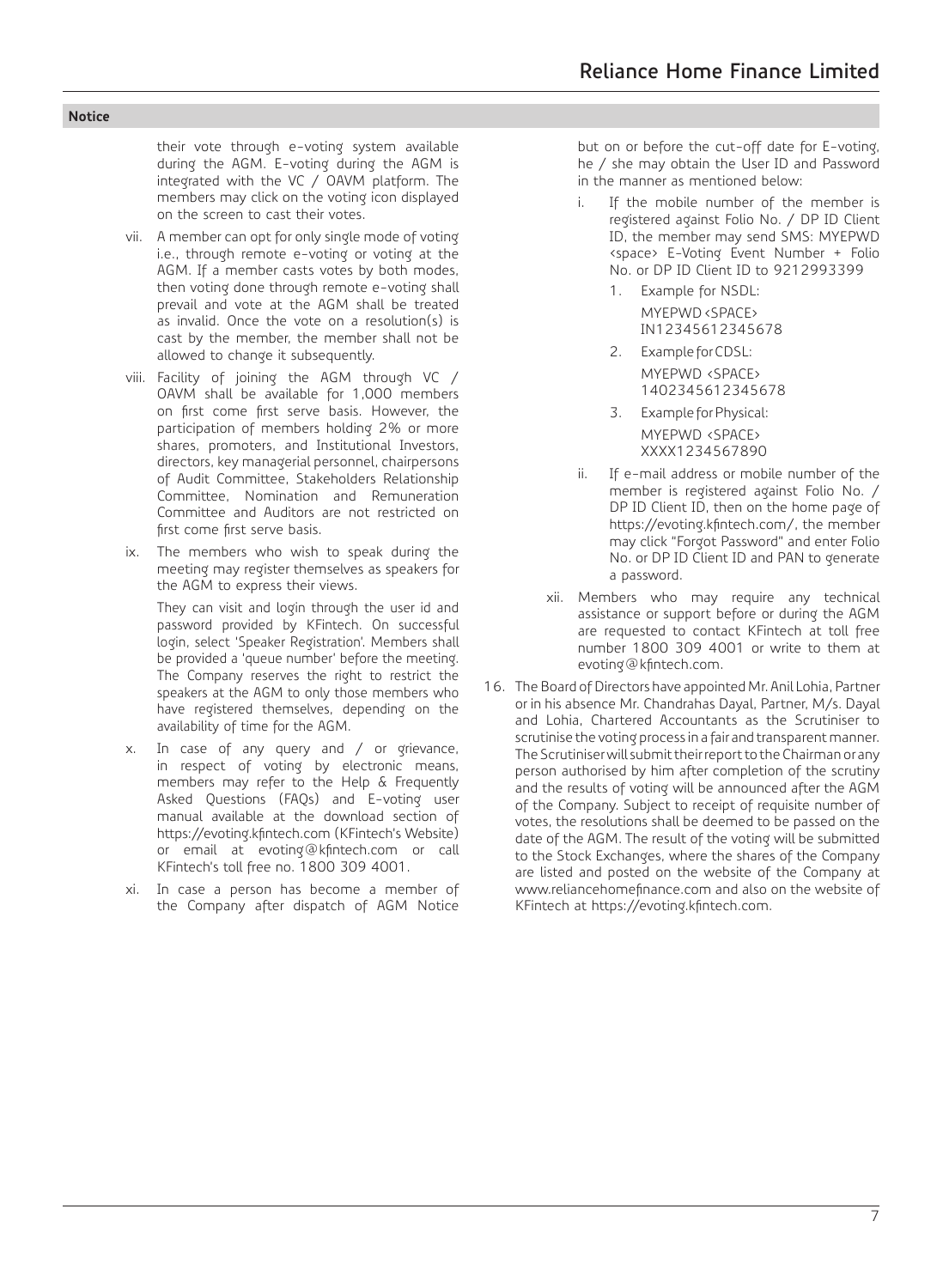## Notice

their vote through e-voting system available during the AGM. E-voting during the AGM is integrated with the VC / OAVM platform. The members may click on the voting icon displayed on the screen to cast their votes.

vii. A member can opt for only single mode of voting i.e., through remote e-voting or voting at the AGM. If a member casts votes by both modes, then voting done through remote e-voting shall prevail and vote at the AGM shall be treated as invalid. Once the vote on a resolution(s) is cast by the member, the member shall not be allowed to change it subsequently.

viii. Facility of joining the AGM through VC / OAVM shall be available for 1,000 members on first come first serve basis. However, the participation of members holding 2% or more shares, promoters, and Institutional Investors, directors, key managerial personnel, chairpersons of Audit Committee, Stakeholders Relationship Committee, Nomination and Remuneration Committee and Auditors are not restricted on first come first serve basis.

ix. The members who wish to speak during the meeting may register themselves as speakers for the AGM to express their views.

They can visit and login through the user id and password provided by KFintech. On successful login, select 'Speaker Registration'. Members shall be provided a 'queue number' before the meeting. The Company reserves the right to restrict the speakers at the AGM to only those members who have registered themselves, depending on the availability of time for the AGM.

x. In case of any query and / or grievance, in respect of voting by electronic means, members may refer to the Help & Frequently Asked Questions (FAQs) and E-voting user manual available at the download section of https://evoting.kfintech.com (KFintech's Website) or email at evoting@kfintech.com or call KFintech's toll free no. 1800 309 4001.

xi. In case a person has become a member of the Company after dispatch of AGM Notice but on or before the cut-off date for E-voting, he / she may obtain the User ID and Password in the manner as mentioned below:

   i. If the mobile number of the member is registered against Folio No. / DP ID Client ID, the member may send SMS: MYEPWD <space> E-Voting Event Number + Folio No. or DP ID Client ID to 9212993399

      1. Example for NSDL:
         MYEPWD <SPACE> IN12345612345678

      2. Example for CDSL:
         MYEPWD <SPACE> 1402345612345678

      3. Example for Physical:
         MYEPWD <SPACE> XXXX1234567890

   ii. If e-mail address or mobile number of the member is registered against Folio No. / DP ID Client ID, then on the home page of https://evoting.kfintech.com/, the member may click "Forgot Password" and enter Folio No. or DP ID Client ID and PAN to generate a password.

xii. Members who may require any technical assistance or support before or during the AGM are requested to contact KFintech at toll free number 1800 309 4001 or write to them at evoting@kfintech.com.

16. The Board of Directors have appointed Mr. Anil Lohia, Partner or in his absence Mr. Chandrahas Dayal, Partner, M/s. Dayal and Lohia, Chartered Accountants as the Scrutiniser to scrutinise the voting process in a fair and transparent manner. The Scrutiniser will submit their report to the Chairman or any person authorised by him after completion of the scrutiny and the results of voting will be announced after the AGM of the Company. Subject to receipt of requisite number of votes, the resolutions shall be deemed to be passed on the date of the AGM. The result of the voting will be submitted to the Stock Exchanges, where the shares of the Company are listed and posted on the website of the Company at www.reliancehomefinance.com and also on the website of KFintech at https://evoting.kfintech.com.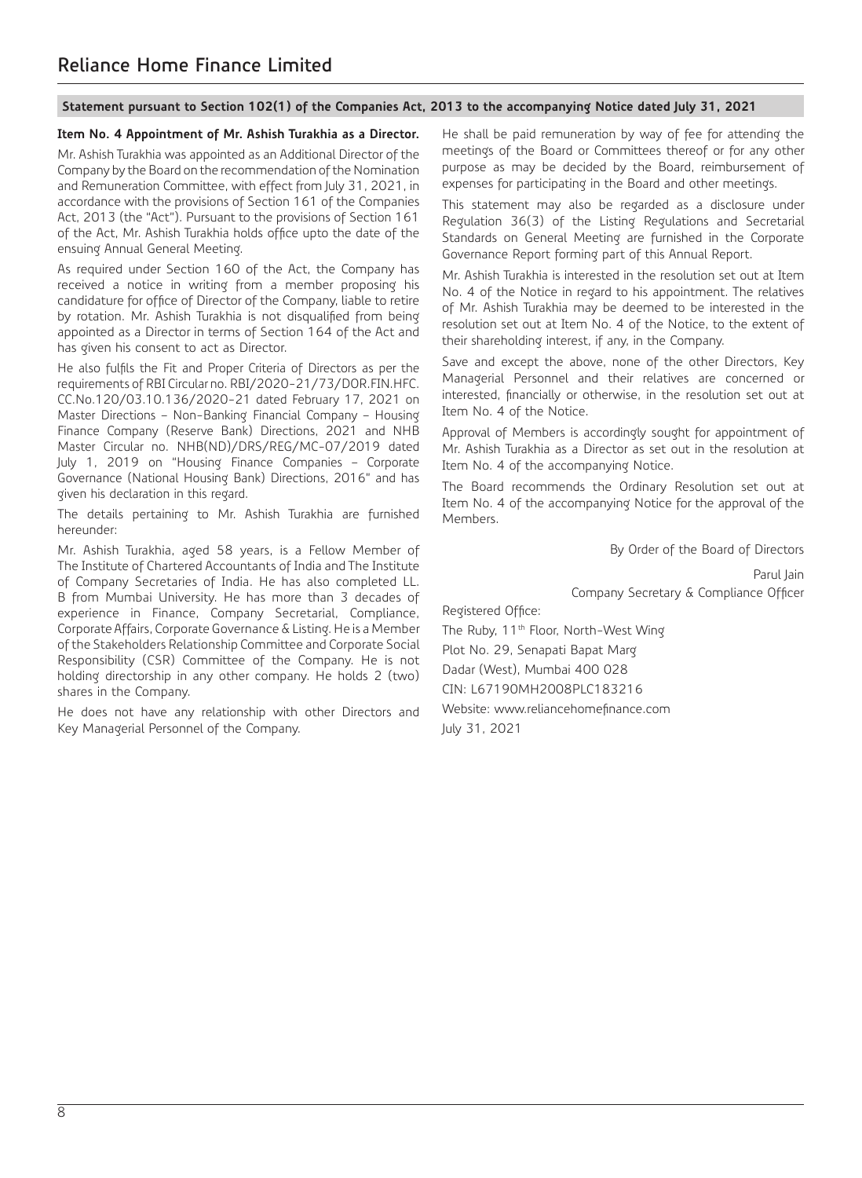## Statement pursuant to Section 102(1) of the Companies Act, 2013 to the accompanying Notice dated July 31, 2021

**Item No. 4 Appointment of Mr. Ashish Turakhia as a Director.**

Mr. Ashish Turakhia was appointed as an Additional Director of the Company by the Board on the recommendation of the Nomination and Remuneration Committee, with effect from July 31, 2021, in accordance with the provisions of Section 161 of the Companies Act, 2013 (the "Act"). Pursuant to the provisions of Section 161 of the Act, Mr. Ashish Turakhia holds office upto the date of the ensuing Annual General Meeting.

As required under Section 160 of the Act, the Company has received a notice in writing from a member proposing his candidature for office of Director of the Company, liable to retire by rotation. Mr. Ashish Turakhia is not disqualified from being appointed as a Director in terms of Section 164 of the Act and has given his consent to act as Director.

He also fulfils the Fit and Proper Criteria of Directors as per the requirements of RBI Circular no. RBI/2020-21/73/DOR.FIN.HFC.CC.No.120/03.10.136/2020-21 dated February 17, 2021 on Master Directions – Non-Banking Financial Company – Housing Finance Company (Reserve Bank) Directions, 2021 and NHB Master Circular no. NHB(ND)/DRS/REG/MC-07/2019 dated July 1, 2019 on "Housing Finance Companies – Corporate Governance (National Housing Bank) Directions, 2016" and has given his declaration in this regard.

The details pertaining to Mr. Ashish Turakhia are furnished hereunder:

Mr. Ashish Turakhia, aged 58 years, is a Fellow Member of The Institute of Chartered Accountants of India and The Institute of Company Secretaries of India. He has also completed LL. B from Mumbai University. He has more than 3 decades of experience in Finance, Company Secretarial, Compliance, Corporate Affairs, Corporate Governance & Listing. He is a Member of the Stakeholders Relationship Committee and Corporate Social Responsibility (CSR) Committee of the Company. He is not holding directorship in any other company. He holds 2 (two) shares in the Company.

He does not have any relationship with other Directors and Key Managerial Personnel of the Company.

He shall be paid remuneration by way of fee for attending the meetings of the Board or Committees thereof or for any other purpose as may be decided by the Board, reimbursement of expenses for participating in the Board and other meetings.

This statement may also be regarded as a disclosure under Regulation 36(3) of the Listing Regulations and Secretarial Standards on General Meeting are furnished in the Corporate Governance Report forming part of this Annual Report.

Mr. Ashish Turakhia is interested in the resolution set out at Item No. 4 of the Notice in regard to his appointment. The relatives of Mr. Ashish Turakhia may be deemed to be interested in the resolution set out at Item No. 4 of the Notice, to the extent of their shareholding interest, if any, in the Company.

Save and except the above, none of the other Directors, Key Managerial Personnel and their relatives are concerned or interested, financially or otherwise, in the resolution set out at Item No. 4 of the Notice.

Approval of Members is accordingly sought for appointment of Mr. Ashish Turakhia as a Director as set out in the resolution at Item No. 4 of the accompanying Notice.

The Board recommends the Ordinary Resolution set out at Item No. 4 of the accompanying Notice for the approval of the Members.

By Order of the Board of Directors

Parul Jain

Company Secretary & Compliance Officer

Registered Office:

The Ruby, 11th Floor, North-West Wing

Plot No. 29, Senapati Bapat Marg

Dadar (West), Mumbai 400 028

CIN: L67190MH2008PLC183216

Website: www.reliancehomefinance.com

July 31, 2021